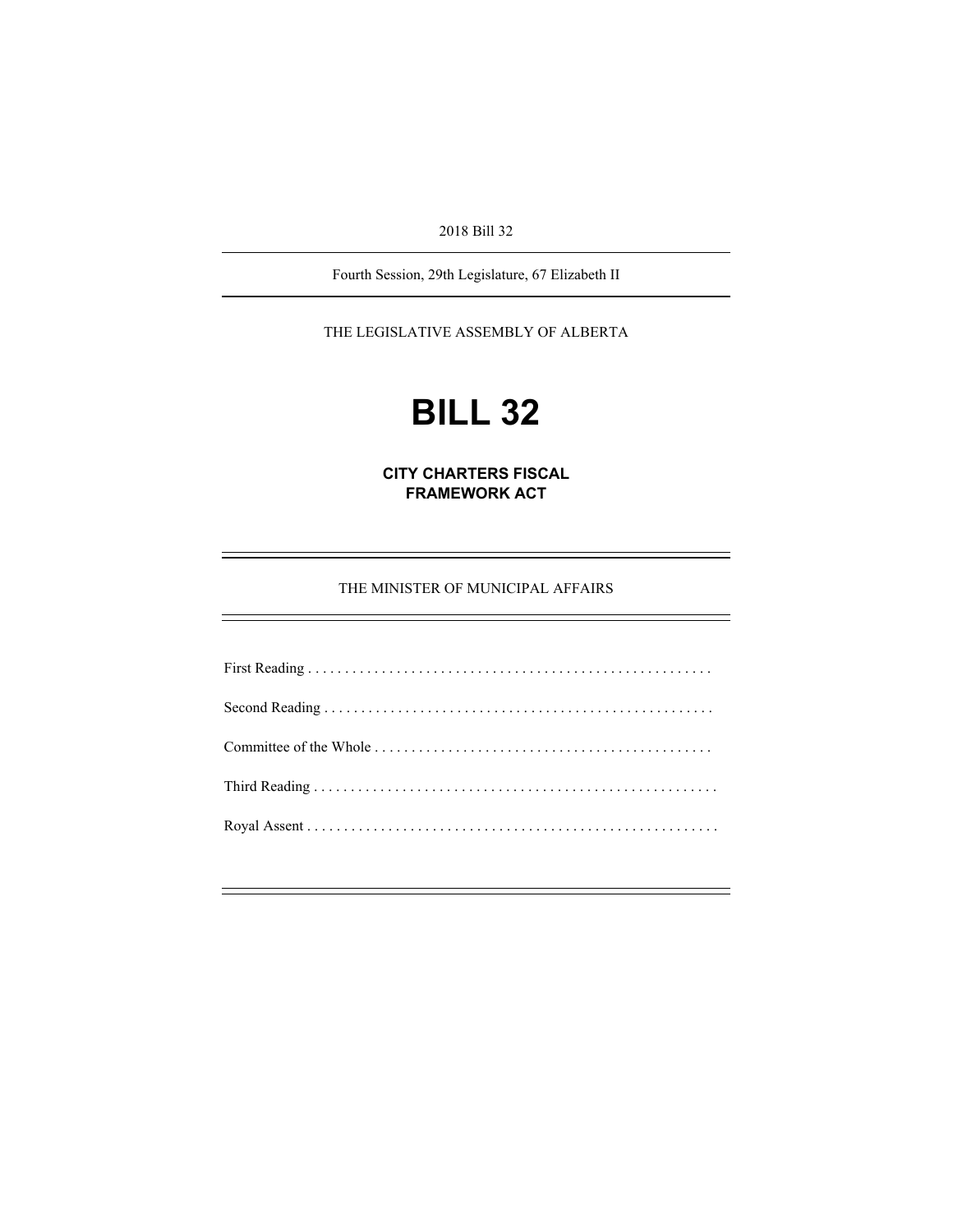2018 Bill 32

Fourth Session, 29th Legislature, 67 Elizabeth II

THE LEGISLATIVE ASSEMBLY OF ALBERTA

# BILL 32

## CITY CHARTERS FISCAL FRAMEWORK ACT

THE MINISTER OF MUNICIPAL AFFAIRS

First Reading . . . . . . . . . . . . . . . . . . . . . . . . . . . . . . . . . . . . . . . . . . . . . . . . . . . . . .

Second Reading . . . . . . . . . . . . . . . . . . . . . . . . . . . . . . . . . . . . . . . . . . . . . . . . . . . .

Committee of the Whole . . . . . . . . . . . . . . . . . . . . . . . . . . . . . . . . . . . . . . . . . . . . .

Third Reading . . . . . . . . . . . . . . . . . . . . . . . . . . . . . . . . . . . . . . . . . . . . . . . . . . . . . .

Royal Assent . . . . . . . . . . . . . . . . . . . . . . . . . . . . . . . . . . . . . . . . . . . . . . . . . . . . . . .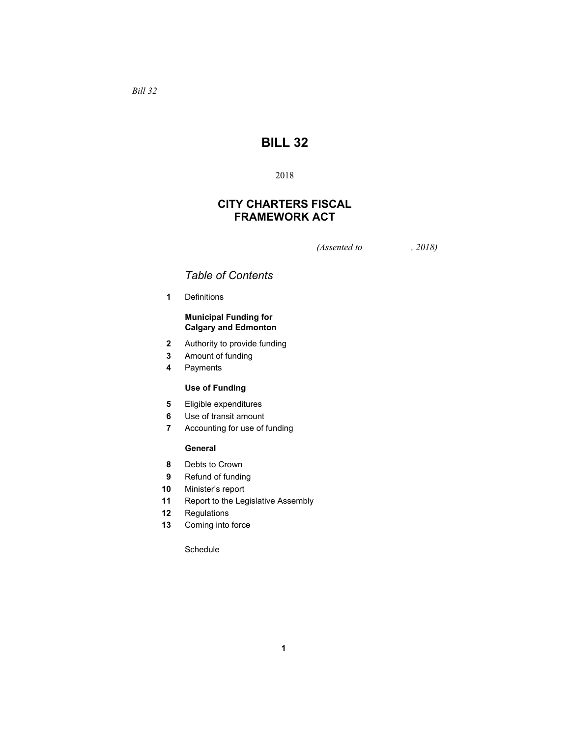*Bill 32*

# BILL 32

2018

## CITY CHARTERS FISCAL FRAMEWORK ACT

*(Assented to , 2018)*

### *Table of Contents*

**1** Definitions

**Municipal Funding for Calgary and Edmonton**

**2** Authority to provide funding

**3** Amount of funding

**4** Payments

**Use of Funding**

**5** Eligible expenditures

**6** Use of transit amount

**7** Accounting for use of funding

**General**

**8** Debts to Crown

**9** Refund of funding

**10** Minister's report

**11** Report to the Legislative Assembly

**12** Regulations

**13** Coming into force

Schedule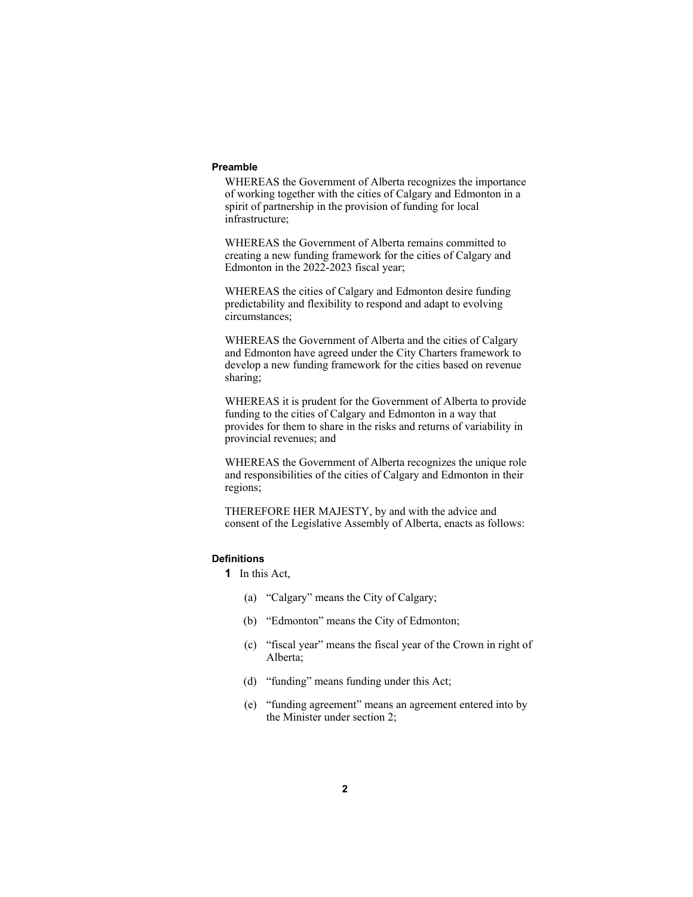## Preamble

WHEREAS the Government of Alberta recognizes the importance of working together with the cities of Calgary and Edmonton in a spirit of partnership in the provision of funding for local infrastructure;

WHEREAS the Government of Alberta remains committed to creating a new funding framework for the cities of Calgary and Edmonton in the 2022-2023 fiscal year;

WHEREAS the cities of Calgary and Edmonton desire funding predictability and flexibility to respond and adapt to evolving circumstances;

WHEREAS the Government of Alberta and the cities of Calgary and Edmonton have agreed under the City Charters framework to develop a new funding framework for the cities based on revenue sharing;

WHEREAS it is prudent for the Government of Alberta to provide funding to the cities of Calgary and Edmonton in a way that provides for them to share in the risks and returns of variability in provincial revenues; and

WHEREAS the Government of Alberta recognizes the unique role and responsibilities of the cities of Calgary and Edmonton in their regions;

THEREFORE HER MAJESTY, by and with the advice and consent of the Legislative Assembly of Alberta, enacts as follows:

## Definitions

**1** In this Act,

(a) "Calgary" means the City of Calgary;

(b) "Edmonton" means the City of Edmonton;

(c) "fiscal year" means the fiscal year of the Crown in right of Alberta;

(d) "funding" means funding under this Act;

(e) "funding agreement" means an agreement entered into by the Minister under section 2;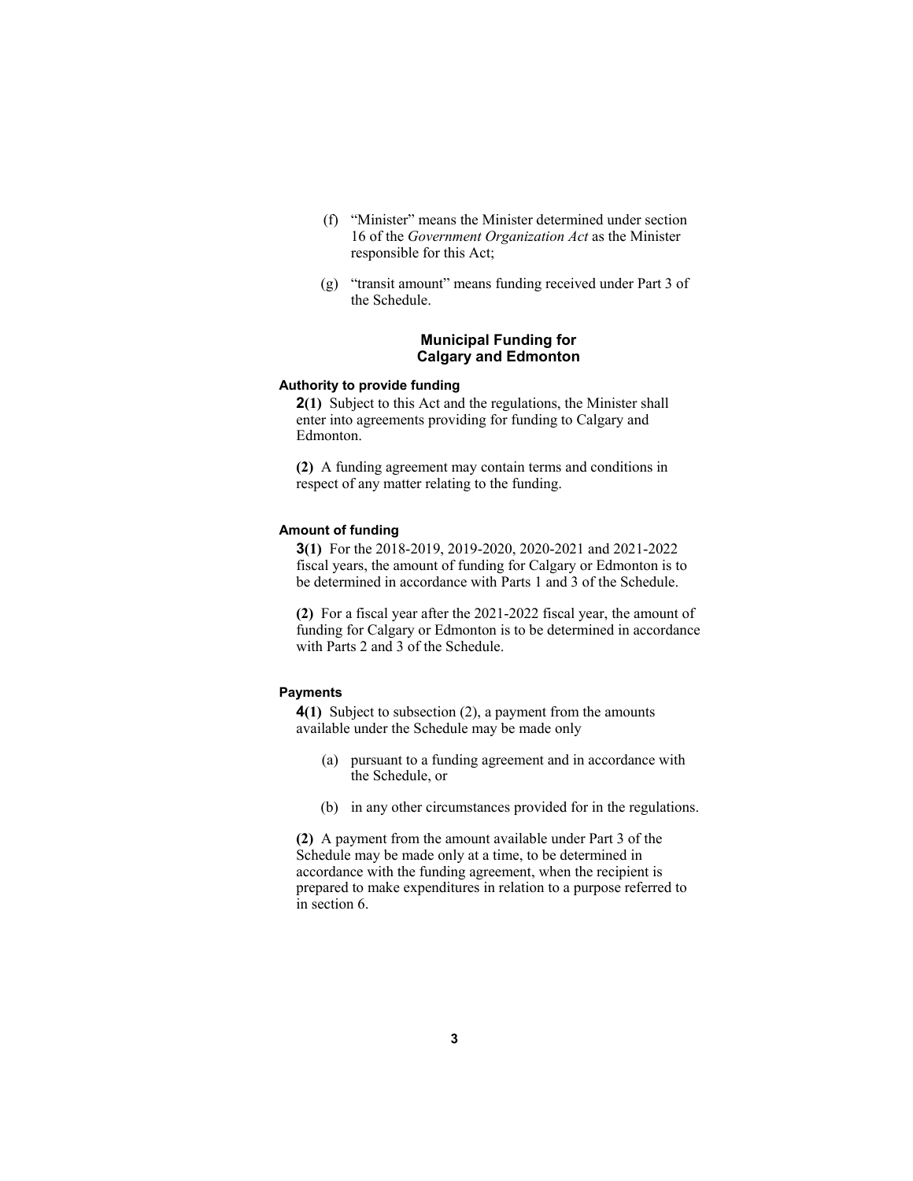(f) "Minister" means the Minister determined under section 16 of the *Government Organization Act* as the Minister responsible for this Act;

(g) "transit amount" means funding received under Part 3 of the Schedule.

## Municipal Funding for Calgary and Edmonton

### Authority to provide funding

**2(1)** Subject to this Act and the regulations, the Minister shall enter into agreements providing for funding to Calgary and Edmonton.

**(2)** A funding agreement may contain terms and conditions in respect of any matter relating to the funding.

### Amount of funding

**3(1)** For the 2018-2019, 2019-2020, 2020-2021 and 2021-2022 fiscal years, the amount of funding for Calgary or Edmonton is to be determined in accordance with Parts 1 and 3 of the Schedule.

**(2)** For a fiscal year after the 2021-2022 fiscal year, the amount of funding for Calgary or Edmonton is to be determined in accordance with Parts 2 and 3 of the Schedule.

### Payments

**4(1)** Subject to subsection (2), a payment from the amounts available under the Schedule may be made only

(a) pursuant to a funding agreement and in accordance with the Schedule, or

(b) in any other circumstances provided for in the regulations.

**(2)** A payment from the amount available under Part 3 of the Schedule may be made only at a time, to be determined in accordance with the funding agreement, when the recipient is prepared to make expenditures in relation to a purpose referred to in section 6.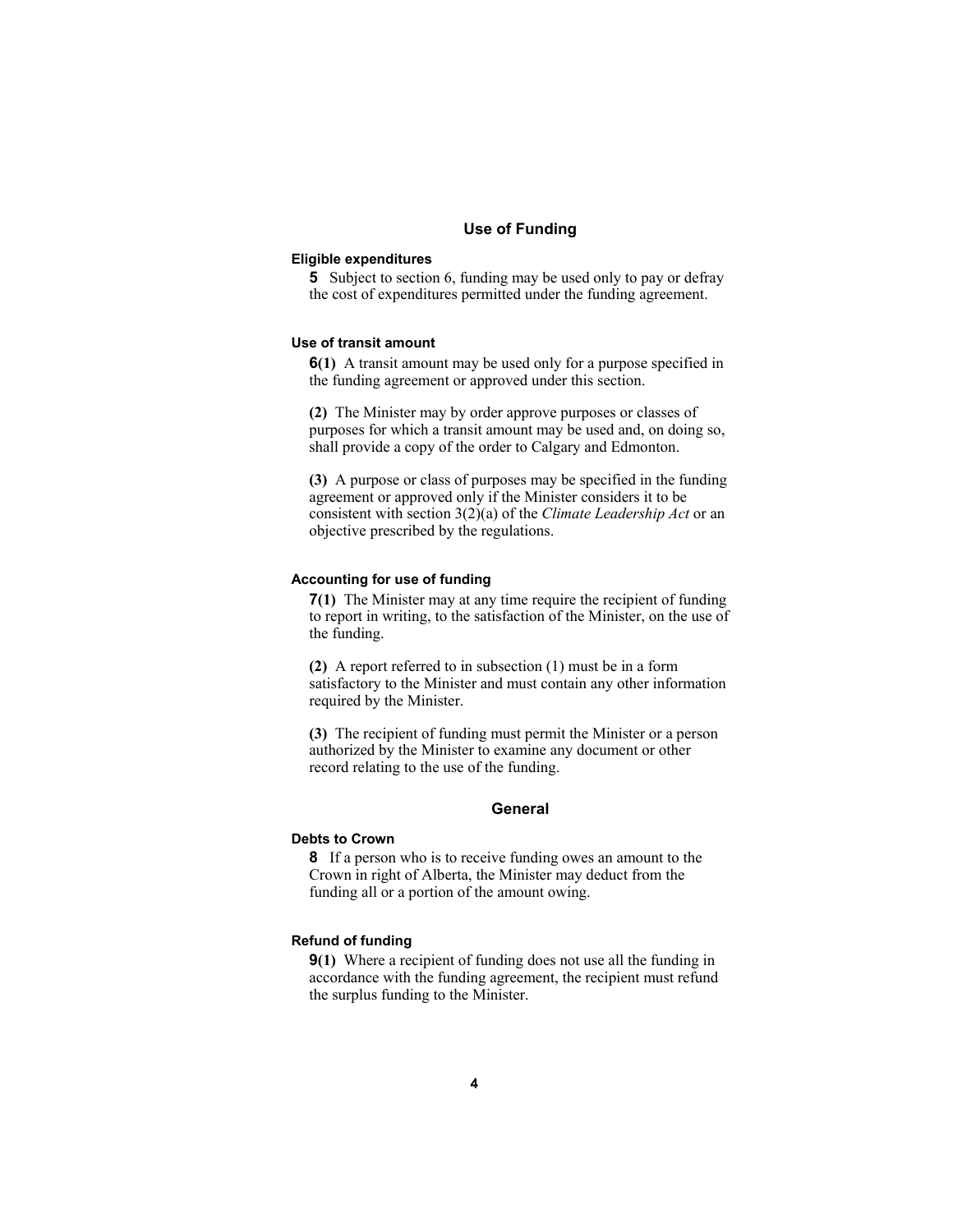## Use of Funding

### Eligible expenditures

**5** Subject to section 6, funding may be used only to pay or defray the cost of expenditures permitted under the funding agreement.

### Use of transit amount

**6(1)** A transit amount may be used only for a purpose specified in the funding agreement or approved under this section.

**(2)** The Minister may by order approve purposes or classes of purposes for which a transit amount may be used and, on doing so, shall provide a copy of the order to Calgary and Edmonton.

**(3)** A purpose or class of purposes may be specified in the funding agreement or approved only if the Minister considers it to be consistent with section 3(2)(a) of the *Climate Leadership Act* or an objective prescribed by the regulations.

### Accounting for use of funding

**7(1)** The Minister may at any time require the recipient of funding to report in writing, to the satisfaction of the Minister, on the use of the funding.

**(2)** A report referred to in subsection (1) must be in a form satisfactory to the Minister and must contain any other information required by the Minister.

**(3)** The recipient of funding must permit the Minister or a person authorized by the Minister to examine any document or other record relating to the use of the funding.

## General

### Debts to Crown

**8** If a person who is to receive funding owes an amount to the Crown in right of Alberta, the Minister may deduct from the funding all or a portion of the amount owing.

### Refund of funding

**9(1)** Where a recipient of funding does not use all the funding in accordance with the funding agreement, the recipient must refund the surplus funding to the Minister.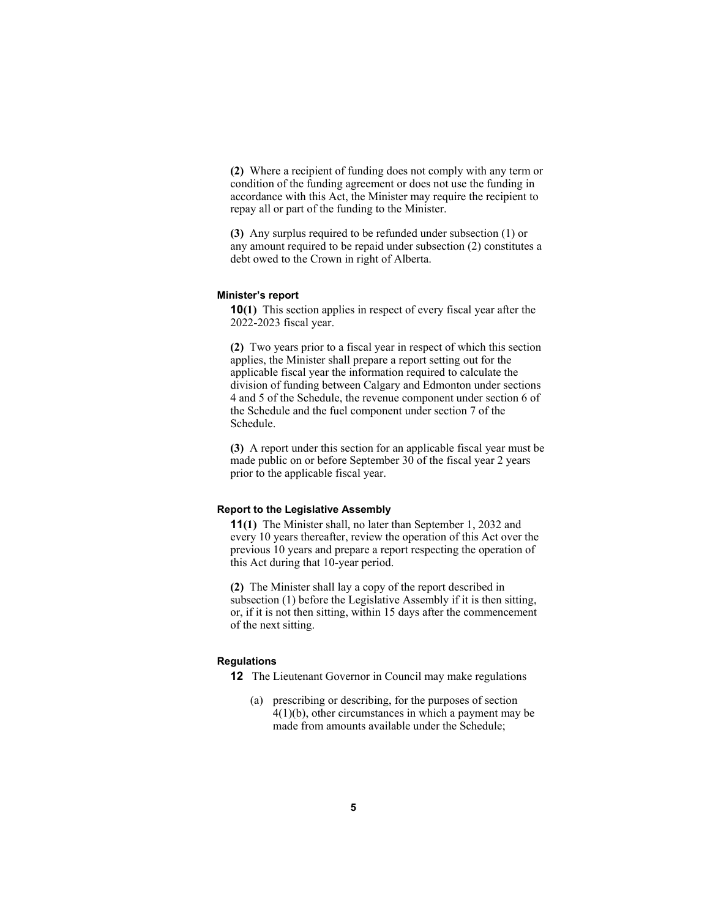**(2)** Where a recipient of funding does not comply with any term or condition of the funding agreement or does not use the funding in accordance with this Act, the Minister may require the recipient to repay all or part of the funding to the Minister.

**(3)** Any surplus required to be refunded under subsection (1) or any amount required to be repaid under subsection (2) constitutes a debt owed to the Crown in right of Alberta.

#### Minister's report

**10(1)** This section applies in respect of every fiscal year after the 2022-2023 fiscal year.

**(2)** Two years prior to a fiscal year in respect of which this section applies, the Minister shall prepare a report setting out for the applicable fiscal year the information required to calculate the division of funding between Calgary and Edmonton under sections 4 and 5 of the Schedule, the revenue component under section 6 of the Schedule and the fuel component under section 7 of the Schedule.

**(3)** A report under this section for an applicable fiscal year must be made public on or before September 30 of the fiscal year 2 years prior to the applicable fiscal year.

#### Report to the Legislative Assembly

**11(1)** The Minister shall, no later than September 1, 2032 and every 10 years thereafter, review the operation of this Act over the previous 10 years and prepare a report respecting the operation of this Act during that 10-year period.

**(2)** The Minister shall lay a copy of the report described in subsection (1) before the Legislative Assembly if it is then sitting, or, if it is not then sitting, within 15 days after the commencement of the next sitting.

#### Regulations

**12** The Lieutenant Governor in Council may make regulations

(a) prescribing or describing, for the purposes of section 4(1)(b), other circumstances in which a payment may be made from amounts available under the Schedule;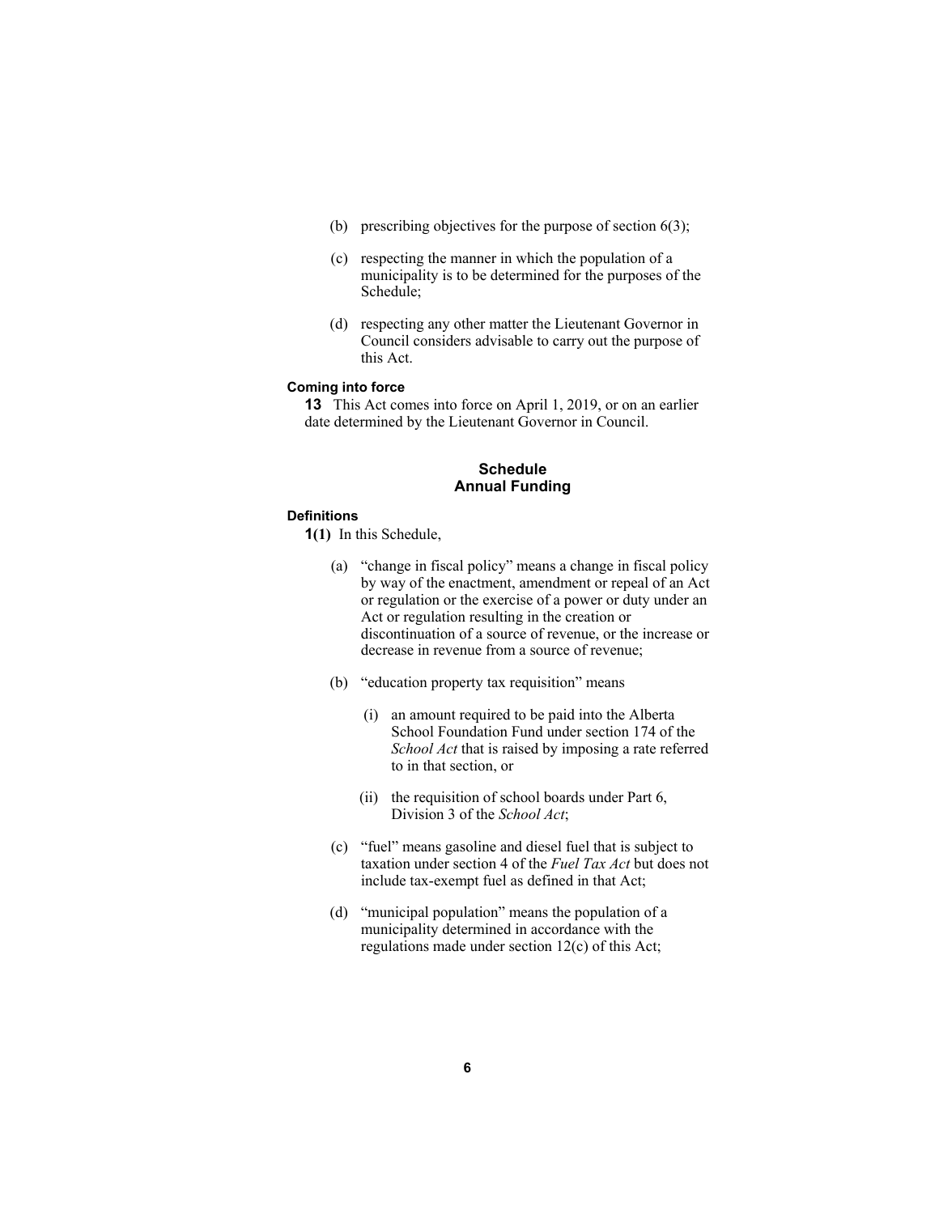(b) prescribing objectives for the purpose of section 6(3);

(c) respecting the manner in which the population of a municipality is to be determined for the purposes of the Schedule;

(d) respecting any other matter the Lieutenant Governor in Council considers advisable to carry out the purpose of this Act.

**Coming into force**

**13** This Act comes into force on April 1, 2019, or on an earlier date determined by the Lieutenant Governor in Council.

## Schedule
## Annual Funding

**Definitions**

**1(1)** In this Schedule,

(a) "change in fiscal policy" means a change in fiscal policy by way of the enactment, amendment or repeal of an Act or regulation or the exercise of a power or duty under an Act or regulation resulting in the creation or discontinuation of a source of revenue, or the increase or decrease in revenue from a source of revenue;

(b) "education property tax requisition" means

(i) an amount required to be paid into the Alberta School Foundation Fund under section 174 of the *School Act* that is raised by imposing a rate referred to in that section, or

(ii) the requisition of school boards under Part 6, Division 3 of the *School Act*;

(c) "fuel" means gasoline and diesel fuel that is subject to taxation under section 4 of the *Fuel Tax Act* but does not include tax-exempt fuel as defined in that Act;

(d) "municipal population" means the population of a municipality determined in accordance with the regulations made under section 12(c) of this Act;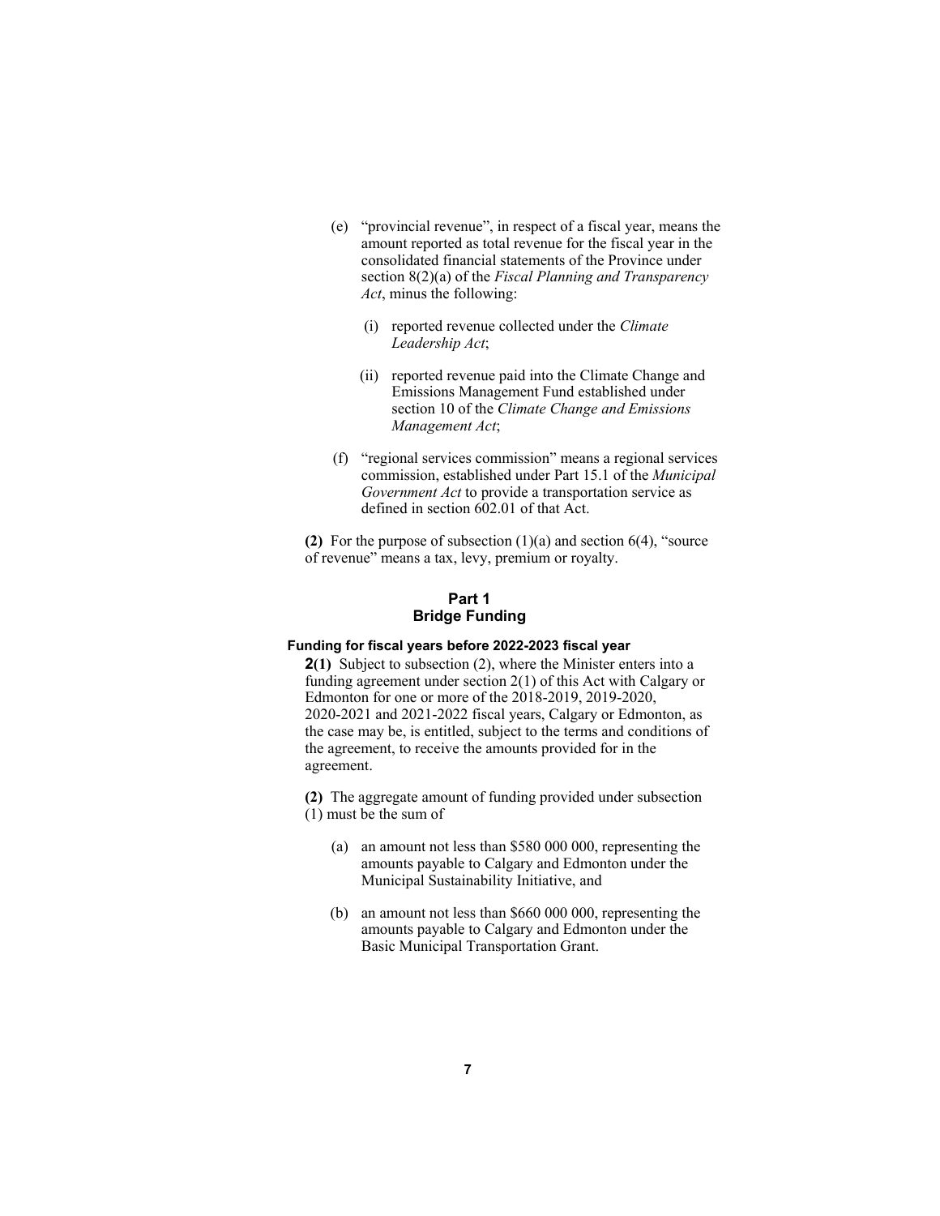(e) "provincial revenue", in respect of a fiscal year, means the amount reported as total revenue for the fiscal year in the consolidated financial statements of the Province under section 8(2)(a) of the *Fiscal Planning and Transparency Act*, minus the following:

   (i) reported revenue collected under the *Climate Leadership Act*;

   (ii) reported revenue paid into the Climate Change and Emissions Management Fund established under section 10 of the *Climate Change and Emissions Management Act*;

(f) "regional services commission" means a regional services commission, established under Part 15.1 of the *Municipal Government Act* to provide a transportation service as defined in section 602.01 of that Act.

**(2)** For the purpose of subsection (1)(a) and section 6(4), "source of revenue" means a tax, levy, premium or royalty.

## Part 1
## Bridge Funding

#### Funding for fiscal years before 2022-2023 fiscal year

**2(1)** Subject to subsection (2), where the Minister enters into a funding agreement under section 2(1) of this Act with Calgary or Edmonton for one or more of the 2018-2019, 2019-2020, 2020-2021 and 2021-2022 fiscal years, Calgary or Edmonton, as the case may be, is entitled, subject to the terms and conditions of the agreement, to receive the amounts provided for in the agreement.

**(2)** The aggregate amount of funding provided under subsection (1) must be the sum of

(a) an amount not less than $580 000 000, representing the amounts payable to Calgary and Edmonton under the Municipal Sustainability Initiative, and

(b) an amount not less than $660 000 000, representing the amounts payable to Calgary and Edmonton under the Basic Municipal Transportation Grant.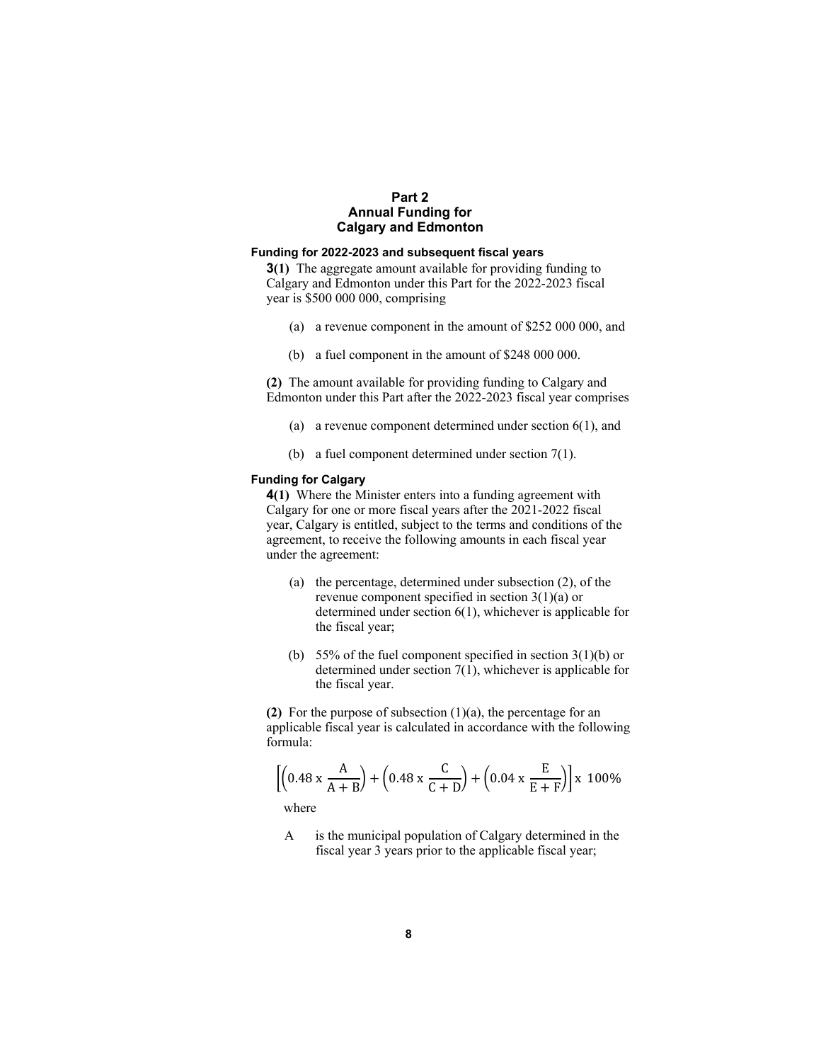# Part 2
## Annual Funding for Calgary and Edmonton

**Funding for 2022-2023 and subsequent fiscal years**

**3(1)** The aggregate amount available for providing funding to Calgary and Edmonton under this Part for the 2022-2023 fiscal year is \$500 000 000, comprising

(a) a revenue component in the amount of \$252 000 000, and

(b) a fuel component in the amount of \$248 000 000.

**(2)** The amount available for providing funding to Calgary and Edmonton under this Part after the 2022-2023 fiscal year comprises

(a) a revenue component determined under section 6(1), and

(b) a fuel component determined under section 7(1).

**Funding for Calgary**

**4(1)** Where the Minister enters into a funding agreement with Calgary for one or more fiscal years after the 2021-2022 fiscal year, Calgary is entitled, subject to the terms and conditions of the agreement, to receive the following amounts in each fiscal year under the agreement:

(a) the percentage, determined under subsection (2), of the revenue component specified in section 3(1)(a) or determined under section 6(1), whichever is applicable for the fiscal year;

(b) 55% of the fuel component specified in section 3(1)(b) or determined under section 7(1), whichever is applicable for the fiscal year.

**(2)** For the purpose of subsection (1)(a), the percentage for an applicable fiscal year is calculated in accordance with the following formula:

$$\left[\left(0.48 \text{ x } \frac{A}{A+B}\right) + \left(0.48 \text{ x } \frac{C}{C+D}\right) + \left(0.04 \text{ x } \frac{E}{E+F}\right)\right] \text{x } 100\%$$

where

A is the municipal population of Calgary determined in the fiscal year 3 years prior to the applicable fiscal year;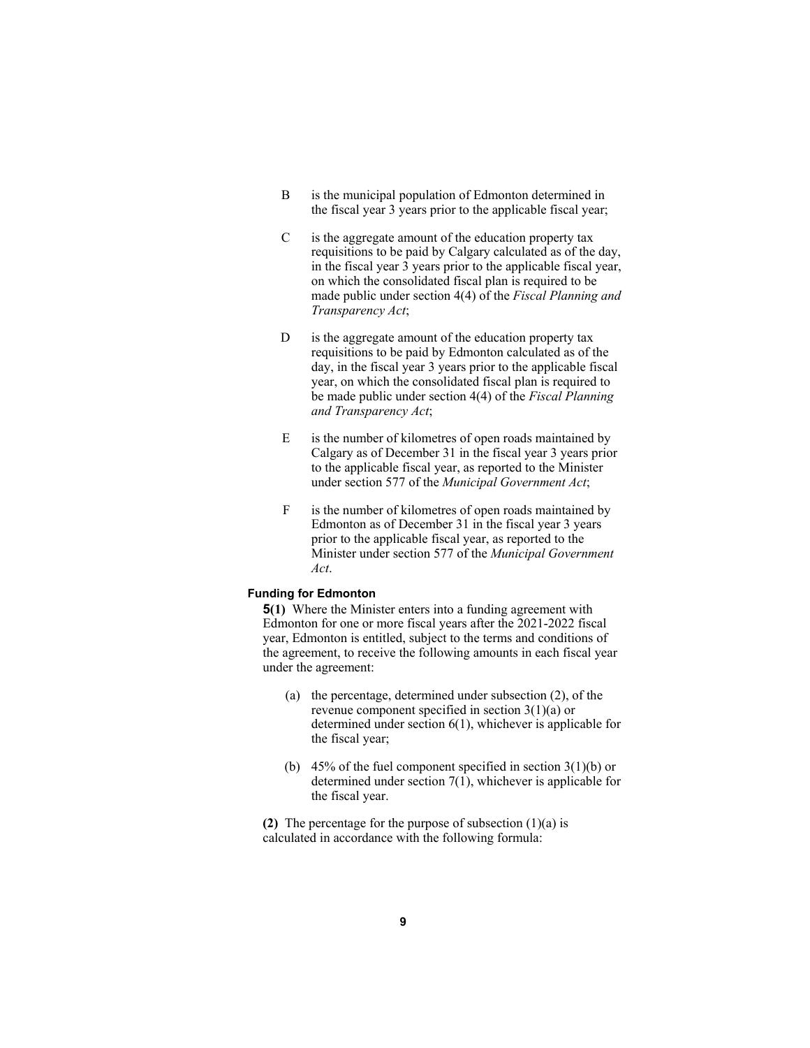B is the municipal population of Edmonton determined in the fiscal year 3 years prior to the applicable fiscal year;

C is the aggregate amount of the education property tax requisitions to be paid by Calgary calculated as of the day, in the fiscal year 3 years prior to the applicable fiscal year, on which the consolidated fiscal plan is required to be made public under section 4(4) of the *Fiscal Planning and Transparency Act*;

D is the aggregate amount of the education property tax requisitions to be paid by Edmonton calculated as of the day, in the fiscal year 3 years prior to the applicable fiscal year, on which the consolidated fiscal plan is required to be made public under section 4(4) of the *Fiscal Planning and Transparency Act*;

E is the number of kilometres of open roads maintained by Calgary as of December 31 in the fiscal year 3 years prior to the applicable fiscal year, as reported to the Minister under section 577 of the *Municipal Government Act*;

F is the number of kilometres of open roads maintained by Edmonton as of December 31 in the fiscal year 3 years prior to the applicable fiscal year, as reported to the Minister under section 577 of the *Municipal Government Act*.

#### Funding for Edmonton

**5(1)** Where the Minister enters into a funding agreement with Edmonton for one or more fiscal years after the 2021-2022 fiscal year, Edmonton is entitled, subject to the terms and conditions of the agreement, to receive the following amounts in each fiscal year under the agreement:

(a) the percentage, determined under subsection (2), of the revenue component specified in section 3(1)(a) or determined under section 6(1), whichever is applicable for the fiscal year;

(b) 45% of the fuel component specified in section 3(1)(b) or determined under section 7(1), whichever is applicable for the fiscal year.

**(2)** The percentage for the purpose of subsection (1)(a) is calculated in accordance with the following formula: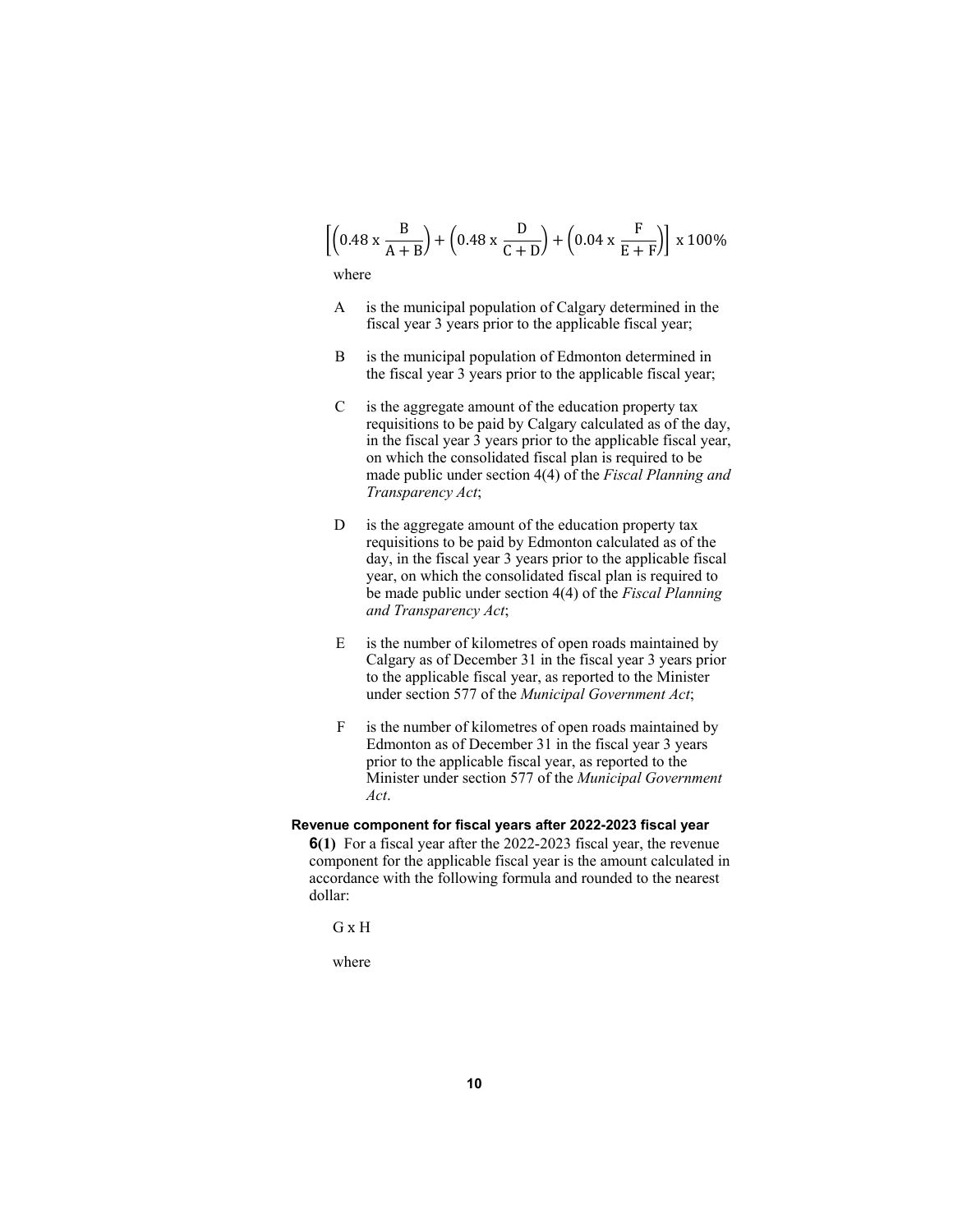$$\left[\left(0.48 \text{ x } \frac{B}{A+B}\right) + \left(0.48 \text{ x } \frac{D}{C+D}\right) + \left(0.04 \text{ x } \frac{F}{E+F}\right)\right] \text{ x } 100\%$$

where

- A is the municipal population of Calgary determined in the fiscal year 3 years prior to the applicable fiscal year;
- B is the municipal population of Edmonton determined in the fiscal year 3 years prior to the applicable fiscal year;
- C is the aggregate amount of the education property tax requisitions to be paid by Calgary calculated as of the day, in the fiscal year 3 years prior to the applicable fiscal year, on which the consolidated fiscal plan is required to be made public under section 4(4) of the *Fiscal Planning and Transparency Act*;
- D is the aggregate amount of the education property tax requisitions to be paid by Edmonton calculated as of the day, in the fiscal year 3 years prior to the applicable fiscal year, on which the consolidated fiscal plan is required to be made public under section 4(4) of the *Fiscal Planning and Transparency Act*;
- E is the number of kilometres of open roads maintained by Calgary as of December 31 in the fiscal year 3 years prior to the applicable fiscal year, as reported to the Minister under section 577 of the *Municipal Government Act*;
- F is the number of kilometres of open roads maintained by Edmonton as of December 31 in the fiscal year 3 years prior to the applicable fiscal year, as reported to the Minister under section 577 of the *Municipal Government Act*.

**Revenue component for fiscal years after 2022-2023 fiscal year**

**6(1)** For a fiscal year after the 2022-2023 fiscal year, the revenue component for the applicable fiscal year is the amount calculated in accordance with the following formula and rounded to the nearest dollar:

G x H

where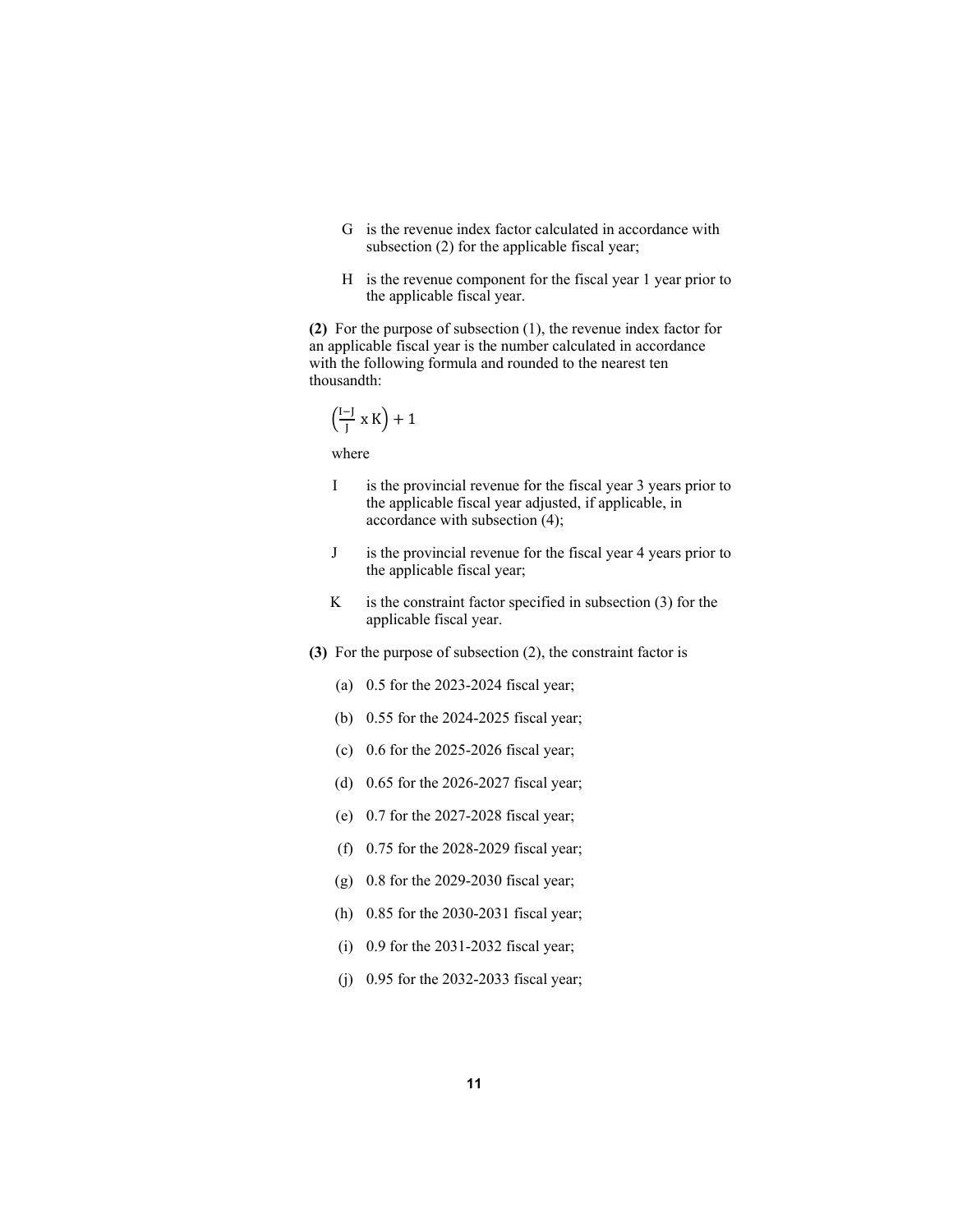G is the revenue index factor calculated in accordance with subsection (2) for the applicable fiscal year;

H is the revenue component for the fiscal year 1 year prior to the applicable fiscal year.

**(2)** For the purpose of subsection (1), the revenue index factor for an applicable fiscal year is the number calculated in accordance with the following formula and rounded to the nearest ten thousandth:

$$\left(\frac{\text{I}-\text{J}}{\text{J}} \text{ x K}\right) + 1$$

where

I is the provincial revenue for the fiscal year 3 years prior to the applicable fiscal year adjusted, if applicable, in accordance with subsection (4);

J is the provincial revenue for the fiscal year 4 years prior to the applicable fiscal year;

K is the constraint factor specified in subsection (3) for the applicable fiscal year.

**(3)** For the purpose of subsection (2), the constraint factor is

(a) 0.5 for the 2023-2024 fiscal year;

(b) 0.55 for the 2024-2025 fiscal year;

(c) 0.6 for the 2025-2026 fiscal year;

(d) 0.65 for the 2026-2027 fiscal year;

(e) 0.7 for the 2027-2028 fiscal year;

(f) 0.75 for the 2028-2029 fiscal year;

(g) 0.8 for the 2029-2030 fiscal year;

(h) 0.85 for the 2030-2031 fiscal year;

(i) 0.9 for the 2031-2032 fiscal year;

(j) 0.95 for the 2032-2033 fiscal year;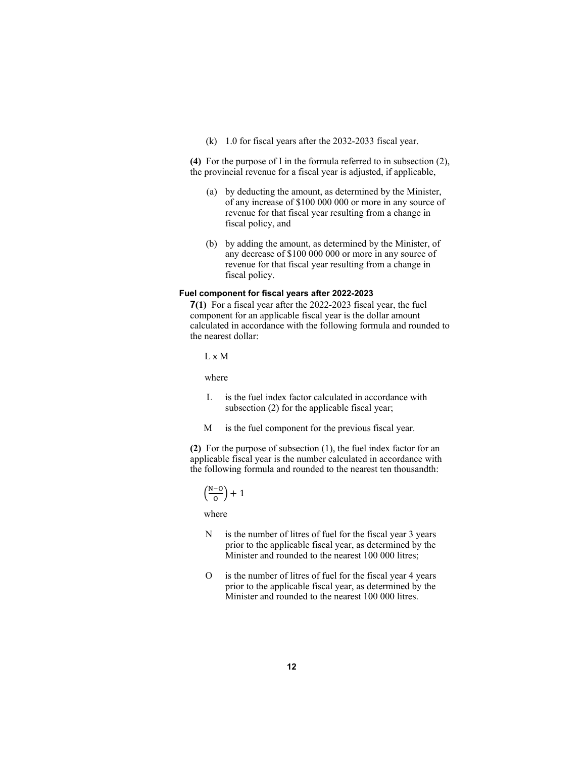(k) 1.0 for fiscal years after the 2032-2033 fiscal year.

**(4)** For the purpose of I in the formula referred to in subsection (2), the provincial revenue for a fiscal year is adjusted, if applicable,

(a) by deducting the amount, as determined by the Minister, of any increase of $100 000 000 or more in any source of revenue for that fiscal year resulting from a change in fiscal policy, and

(b) by adding the amount, as determined by the Minister, of any decrease of $100 000 000 or more in any source of revenue for that fiscal year resulting from a change in fiscal policy.

#### Fuel component for fiscal years after 2022-2023

**7(1)** For a fiscal year after the 2022-2023 fiscal year, the fuel component for an applicable fiscal year is the dollar amount calculated in accordance with the following formula and rounded to the nearest dollar:

$$L \times M$$

where

L is the fuel index factor calculated in accordance with subsection (2) for the applicable fiscal year;

M is the fuel component for the previous fiscal year.

**(2)** For the purpose of subsection (1), the fuel index factor for an applicable fiscal year is the number calculated in accordance with the following formula and rounded to the nearest ten thousandth:

$$\left(\frac{N - O}{O}\right) + 1$$

where

N is the number of litres of fuel for the fiscal year 3 years prior to the applicable fiscal year, as determined by the Minister and rounded to the nearest 100 000 litres;

O is the number of litres of fuel for the fiscal year 4 years prior to the applicable fiscal year, as determined by the Minister and rounded to the nearest 100 000 litres.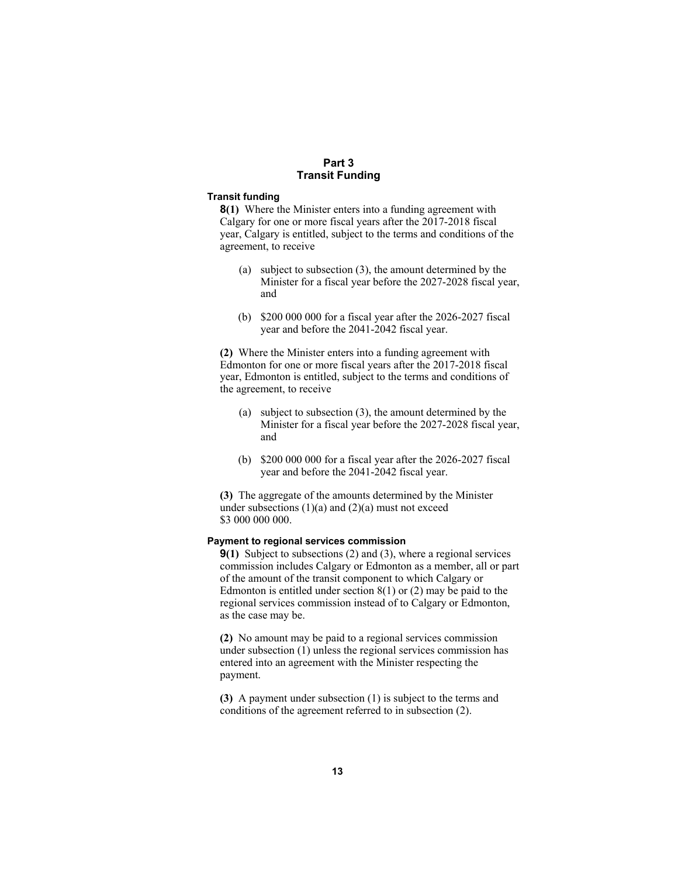## Part 3
## Transit Funding

### Transit funding

**8(1)** Where the Minister enters into a funding agreement with Calgary for one or more fiscal years after the 2017-2018 fiscal year, Calgary is entitled, subject to the terms and conditions of the agreement, to receive

(a) subject to subsection (3), the amount determined by the Minister for a fiscal year before the 2027-2028 fiscal year, and

(b) $200 000 000 for a fiscal year after the 2026-2027 fiscal year and before the 2041-2042 fiscal year.

**(2)** Where the Minister enters into a funding agreement with Edmonton for one or more fiscal years after the 2017-2018 fiscal year, Edmonton is entitled, subject to the terms and conditions of the agreement, to receive

(a) subject to subsection (3), the amount determined by the Minister for a fiscal year before the 2027-2028 fiscal year, and

(b) $200 000 000 for a fiscal year after the 2026-2027 fiscal year and before the 2041-2042 fiscal year.

**(3)** The aggregate of the amounts determined by the Minister under subsections (1)(a) and (2)(a) must not exceed $3 000 000 000.

### Payment to regional services commission

**9(1)** Subject to subsections (2) and (3), where a regional services commission includes Calgary or Edmonton as a member, all or part of the amount of the transit component to which Calgary or Edmonton is entitled under section 8(1) or (2) may be paid to the regional services commission instead of to Calgary or Edmonton, as the case may be.

**(2)** No amount may be paid to a regional services commission under subsection (1) unless the regional services commission has entered into an agreement with the Minister respecting the payment.

**(3)** A payment under subsection (1) is subject to the terms and conditions of the agreement referred to in subsection (2).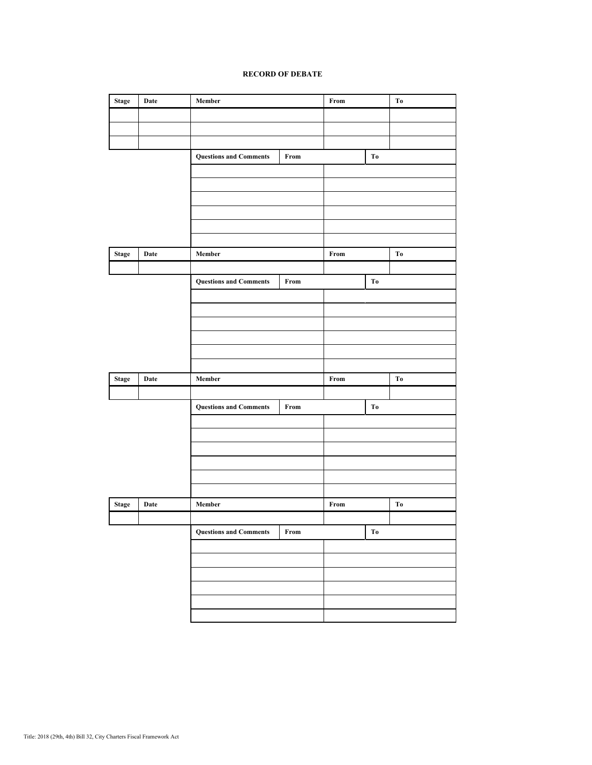**RECORD OF DEBATE**

| Stage | Date | Member | From | To |
|---|---|---|---|---|
| | | | | |
| | | | | |
| | | | | |

| Questions and Comments | From | To |
|---|---|---|
| | | |
| | | |
| | | |
| | | |
| | | |
| | | |

| Stage | Date | Member | From | To |
|---|---|---|---|---|
| | | | | |

| Questions and Comments | From | To |
|---|---|---|
| | | |
| | | |
| | | |
| | | |
| | | |
| | | |

| Stage | Date | Member | From | To |
|---|---|---|---|---|
| | | | | |

| Questions and Comments | From | To |
|---|---|---|
| | | |
| | | |
| | | |
| | | |
| | | |
| | | |

| Stage | Date | Member | From | To |
|---|---|---|---|---|
| | | | | |

| Questions and Comments | From | To |
|---|---|---|
| | | |
| | | |
| | | |
| | | |
| | | |
| | | |

Title: 2018 (29th, 4th) Bill 32, City Charters Fiscal Framework Act